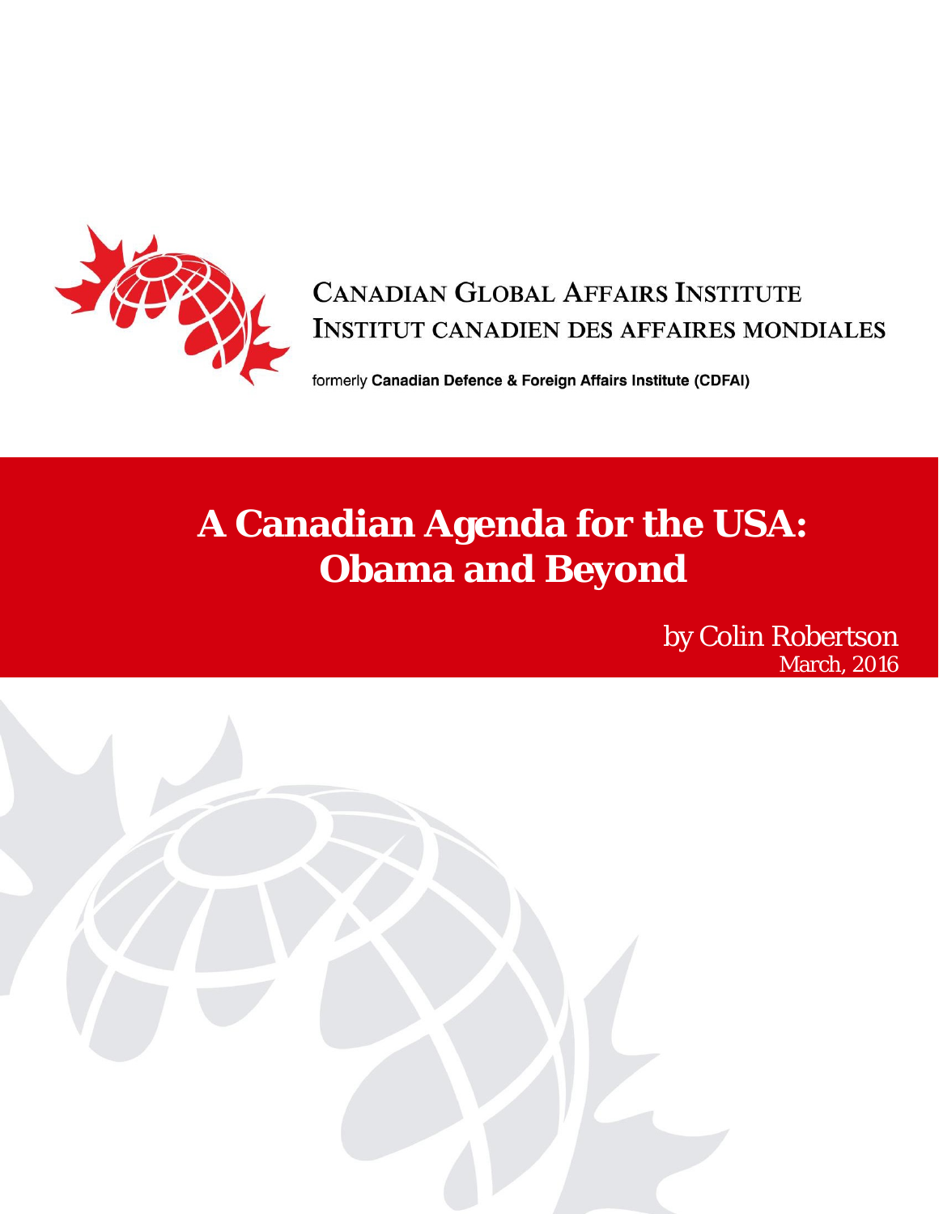CANADIAN GLOBAL AFFAIRS INSTITUTE
INSTITUT CANADIEN DES AFFAIRES MONDIALES

formerly **Canadian Defence & Foreign Affairs Institute (CDFAI)**

# A Canadian Agenda for the USA: Obama and Beyond

by Colin Robertson
March, 2016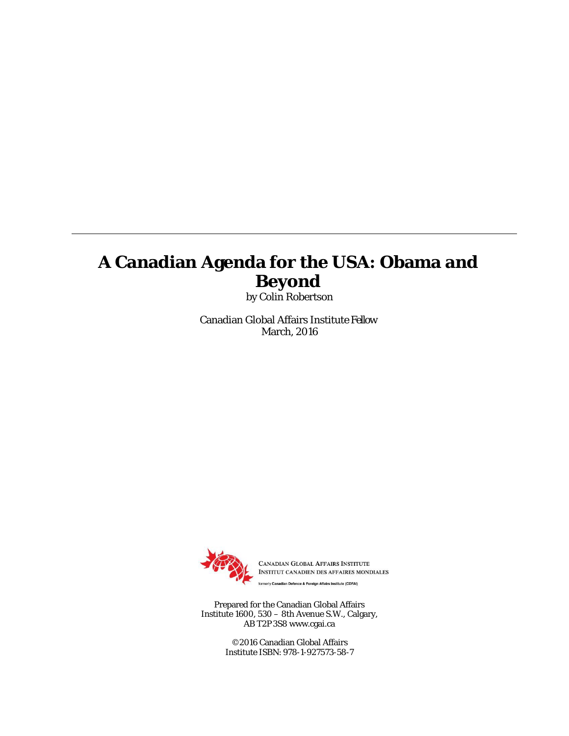# A Canadian Agenda for the USA: Obama and Beyond

by Colin Robertson

Canadian Global Affairs Institute Fellow
March, 2016

CANADIAN GLOBAL AFFAIRS INSTITUTE
INSTITUT CANADIEN DES AFFAIRES MONDIALES

formerly Canadian Defence & Foreign Affairs Institute (CDFAI)

Prepared for the Canadian Global Affairs Institute 1600, 530 – 8th Avenue S.W., Calgary, AB T2P 3S8 www.cgai.ca

©2016 Canadian Global Affairs Institute ISBN: 978-1-927573-58-7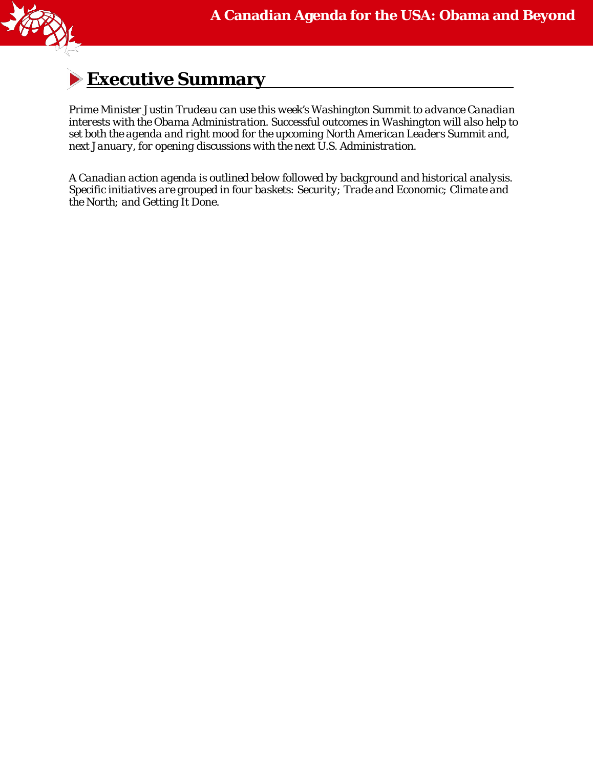## Executive Summary

*Prime Minister Justin Trudeau can use this week's Washington Summit to advance Canadian interests with the Obama Administration. Successful outcomes in Washington will also help to set both the agenda and right mood for the upcoming North American Leaders Summit and, next January, for opening discussions with the next U.S. Administration.*

*A Canadian action agenda is outlined below followed by background and historical analysis. Specific initiatives are grouped in four baskets: Security; Trade and Economic; Climate and the North; and Getting It Done.*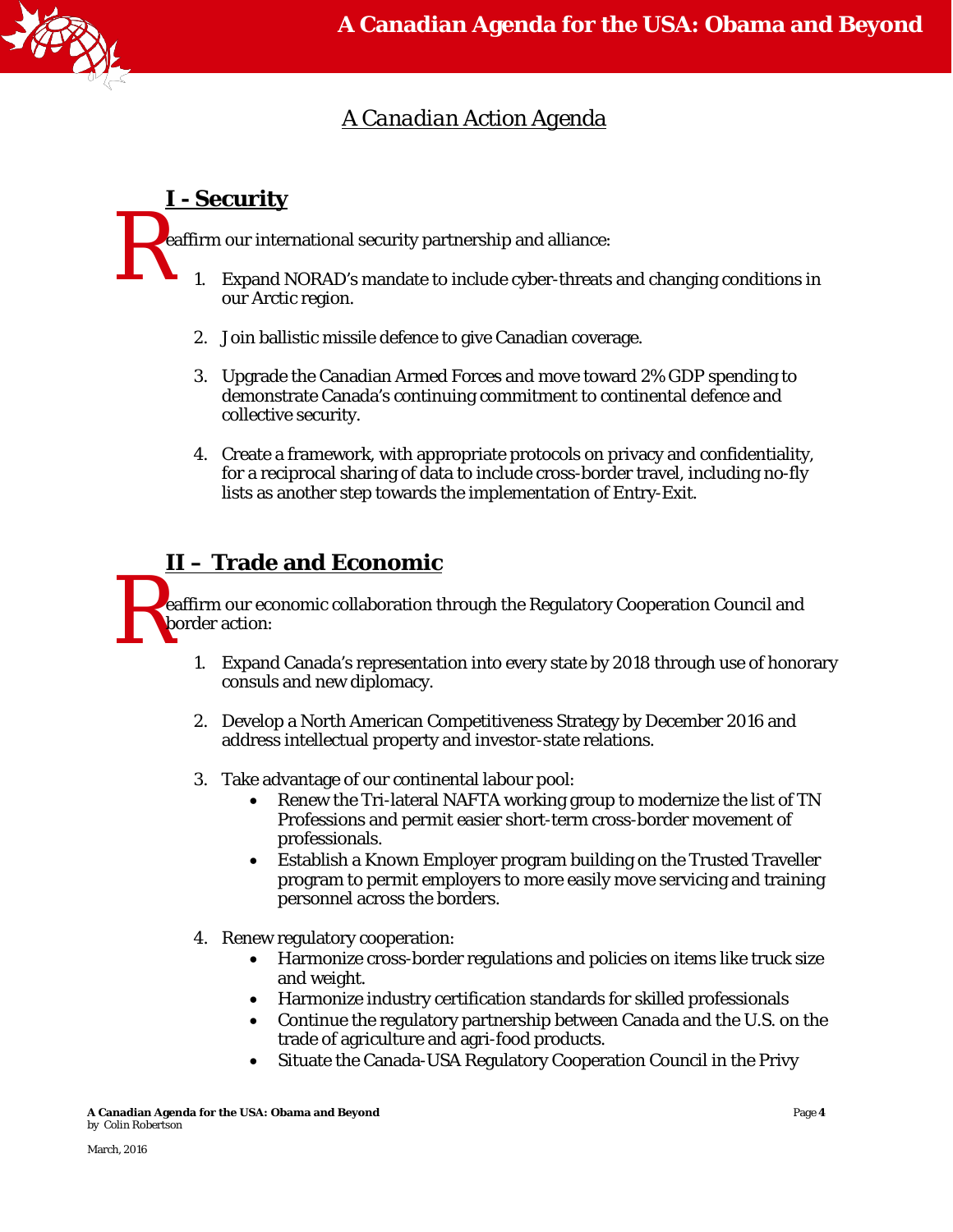## *A Canadian Action Agenda*

### I - Security

Reaffirm our international security partnership and alliance:

1. Expand NORAD's mandate to include cyber-threats and changing conditions in our Arctic region.

2. Join ballistic missile defence to give Canadian coverage.

3. Upgrade the Canadian Armed Forces and move toward 2% GDP spending to demonstrate Canada's continuing commitment to continental defence and collective security.

4. Create a framework, with appropriate protocols on privacy and confidentiality, for a reciprocal sharing of data to include cross-border travel, including no-fly lists as another step towards the implementation of Entry-Exit.

### II – Trade and Economic

Reaffirm our economic collaboration through the Regulatory Cooperation Council and border action:

1. Expand Canada's representation into every state by 2018 through use of honorary consuls and new diplomacy.

2. Develop a North American Competitiveness Strategy by December 2016 and address intellectual property and investor-state relations.

3. Take advantage of our continental labour pool:
   - Renew the Tri-lateral NAFTA working group to modernize the list of TN Professions and permit easier short-term cross-border movement of professionals.
   - Establish a Known Employer program building on the Trusted Traveller program to permit employers to more easily move servicing and training personnel across the borders.

4. Renew regulatory cooperation:
   - Harmonize cross-border regulations and policies on items like truck size and weight.
   - Harmonize industry certification standards for skilled professionals
   - Continue the regulatory partnership between Canada and the U.S. on the trade of agriculture and agri-food products.
   - Situate the Canada-USA Regulatory Cooperation Council in the Privy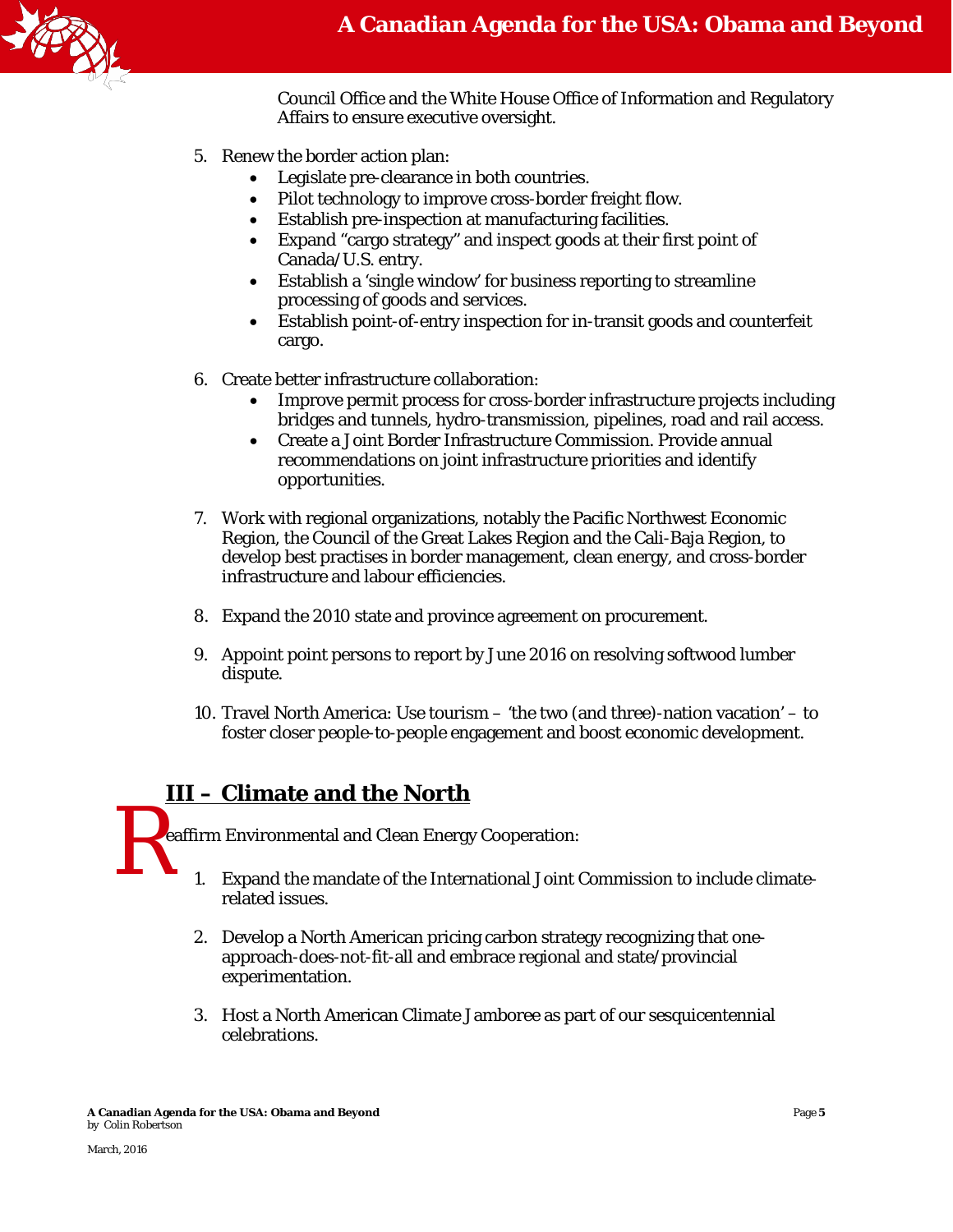Council Office and the White House Office of Information and Regulatory Affairs to ensure executive oversight.

5. Renew the border action plan:
    - Legislate pre-clearance in both countries.
    - Pilot technology to improve cross-border freight flow.
    - Establish pre-inspection at manufacturing facilities.
    - Expand "cargo strategy" and inspect goods at their first point of Canada/U.S. entry.
    - Establish a 'single window' for business reporting to streamline processing of goods and services.
    - Establish point-of-entry inspection for in-transit goods and counterfeit cargo.

6. Create better infrastructure collaboration:
    - Improve permit process for cross-border infrastructure projects including bridges and tunnels, hydro-transmission, pipelines, road and rail access.
    - Create a Joint Border Infrastructure Commission. Provide annual recommendations on joint infrastructure priorities and identify opportunities.

7. Work with regional organizations, notably the Pacific Northwest Economic Region, the Council of the Great Lakes Region and the Cali-Baja Region, to develop best practises in border management, clean energy, and cross-border infrastructure and labour efficiencies.

8. Expand the 2010 state and province agreement on procurement.

9. Appoint point persons to report by June 2016 on resolving softwood lumber dispute.

10. Travel North America: Use tourism – 'the two (and three)-nation vacation' – to foster closer people-to-people engagement and boost economic development.

## III – Climate and the North

Reaffirm Environmental and Clean Energy Cooperation:

1. Expand the mandate of the International Joint Commission to include climate-related issues.

2. Develop a North American pricing carbon strategy recognizing that one-approach-does-not-fit-all and embrace regional and state/provincial experimentation.

3. Host a North American Climate Jamboree as part of our sesquicentennial celebrations.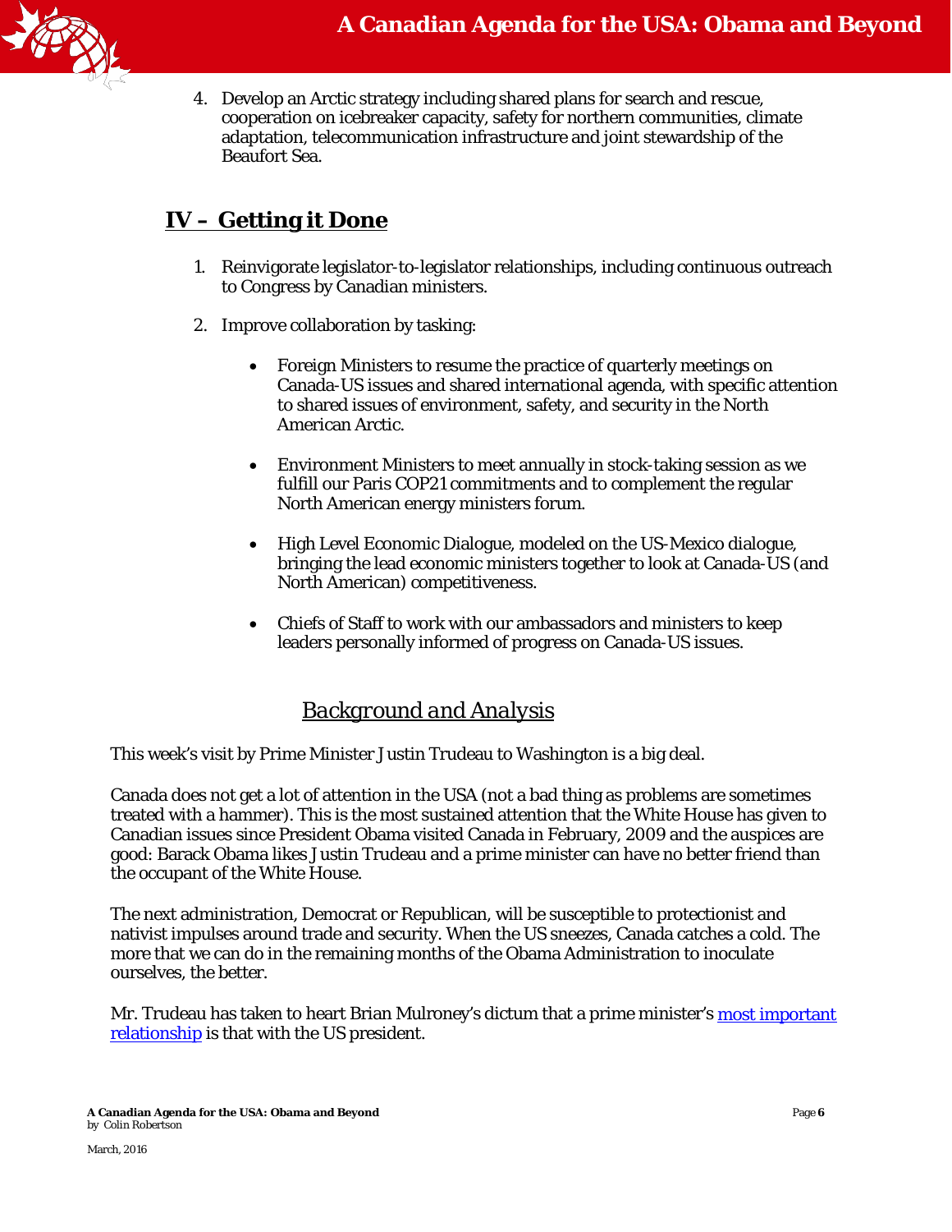4. Develop an Arctic strategy including shared plans for search and rescue, cooperation on icebreaker capacity, safety for northern communities, climate adaptation, telecommunication infrastructure and joint stewardship of the Beaufort Sea.

## IV – Getting it Done

1. Reinvigorate legislator-to-legislator relationships, including continuous outreach to Congress by Canadian ministers.

2. Improve collaboration by tasking:

   - Foreign Ministers to resume the practice of quarterly meetings on Canada-US issues and shared international agenda, with specific attention to shared issues of environment, safety, and security in the North American Arctic.

   - Environment Ministers to meet annually in stock-taking session as we fulfill our Paris COP21 commitments and to complement the regular North American energy ministers forum.

   - High Level Economic Dialogue, modeled on the US-Mexico dialogue, bringing the lead economic ministers together to look at Canada-US (and North American) competitiveness.

   - Chiefs of Staff to work with our ambassadors and ministers to keep leaders personally informed of progress on Canada-US issues.

## Background and Analysis

This week's visit by Prime Minister Justin Trudeau to Washington is a big deal.

Canada does not get a lot of attention in the USA (not a bad thing as problems are sometimes treated with a hammer). This is the most sustained attention that the White House has given to Canadian issues since President Obama visited Canada in February, 2009 and the auspices are good: Barack Obama likes Justin Trudeau and a prime minister can have no better friend than the occupant of the White House.

The next administration, Democrat or Republican, will be susceptible to protectionist and nativist impulses around trade and security. When the US sneezes, Canada catches a cold. The more that we can do in the remaining months of the Obama Administration to inoculate ourselves, the better.

Mr. Trudeau has taken to heart Brian Mulroney's dictum that a prime minister's most important relationship is that with the US president.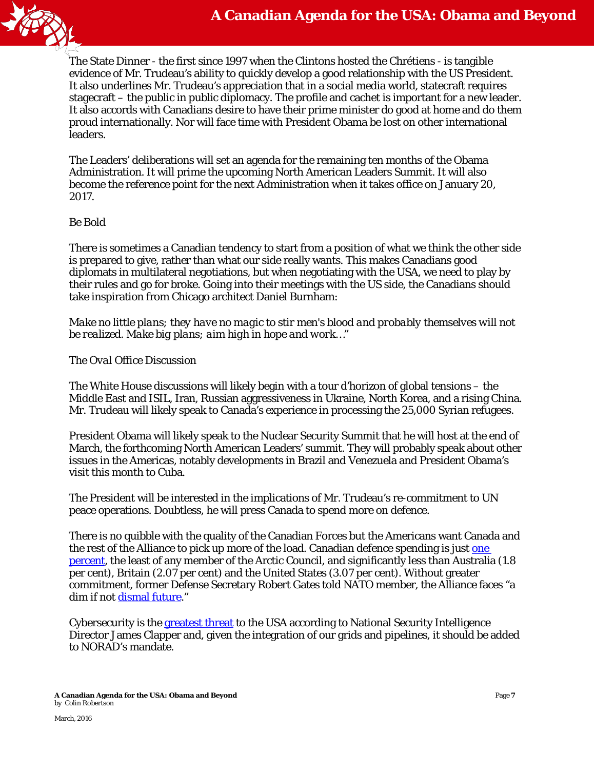The State Dinner - the first since 1997 when the Clintons hosted the Chrétiens - is tangible evidence of Mr. Trudeau's ability to quickly develop a good relationship with the US President. It also underlines Mr. Trudeau's appreciation that in a social media world, statecraft requires stagecraft – the public in public diplomacy. The profile and cachet is important for a new leader. It also accords with Canadians desire to have their prime minister do good at home and do them proud internationally. Nor will face time with President Obama be lost on other international leaders.

The Leaders' deliberations will set an agenda for the remaining ten months of the Obama Administration. It will prime the upcoming North American Leaders Summit. It will also become the reference point for the next Administration when it takes office on January 20, 2017.

## Be Bold

There is sometimes a Canadian tendency to start from a position of what we think the other side is prepared to give, rather than what our side really wants. This makes Canadians good diplomats in multilateral negotiations, but when negotiating with the USA, we need to play by their rules and go for broke. Going into their meetings with the US side, the Canadians should take inspiration from Chicago architect Daniel Burnham:

*Make no little plans; they have no magic to stir men's blood and probably themselves will not be realized. Make big plans; aim high in hope and work…*"

## The Oval Office Discussion

The White House discussions will likely begin with a tour d'horizon of global tensions – the Middle East and ISIL, Iran, Russian aggressiveness in Ukraine, North Korea, and a rising China. Mr. Trudeau will likely speak to Canada's experience in processing the 25,000 Syrian refugees.

President Obama will likely speak to the Nuclear Security Summit that he will host at the end of March, the forthcoming North American Leaders' summit. They will probably speak about other issues in the Americas, notably developments in Brazil and Venezuela and President Obama's visit this month to Cuba.

The President will be interested in the implications of Mr. Trudeau's re-commitment to UN peace operations. Doubtless, he will press Canada to spend more on defence.

There is no quibble with the quality of the Canadian Forces but the Americans want Canada and the rest of the Alliance to pick up more of the load. Canadian defence spending is just one percent, the least of any member of the Arctic Council, and significantly less than Australia (1.8 per cent), Britain (2.07 per cent) and the United States (3.07 per cent). Without greater commitment, former Defense Secretary Robert Gates told NATO member, the Alliance faces "a dim if not dismal future."

Cybersecurity is the greatest threat to the USA according to National Security Intelligence Director James Clapper and, given the integration of our grids and pipelines, it should be added to NORAD's mandate.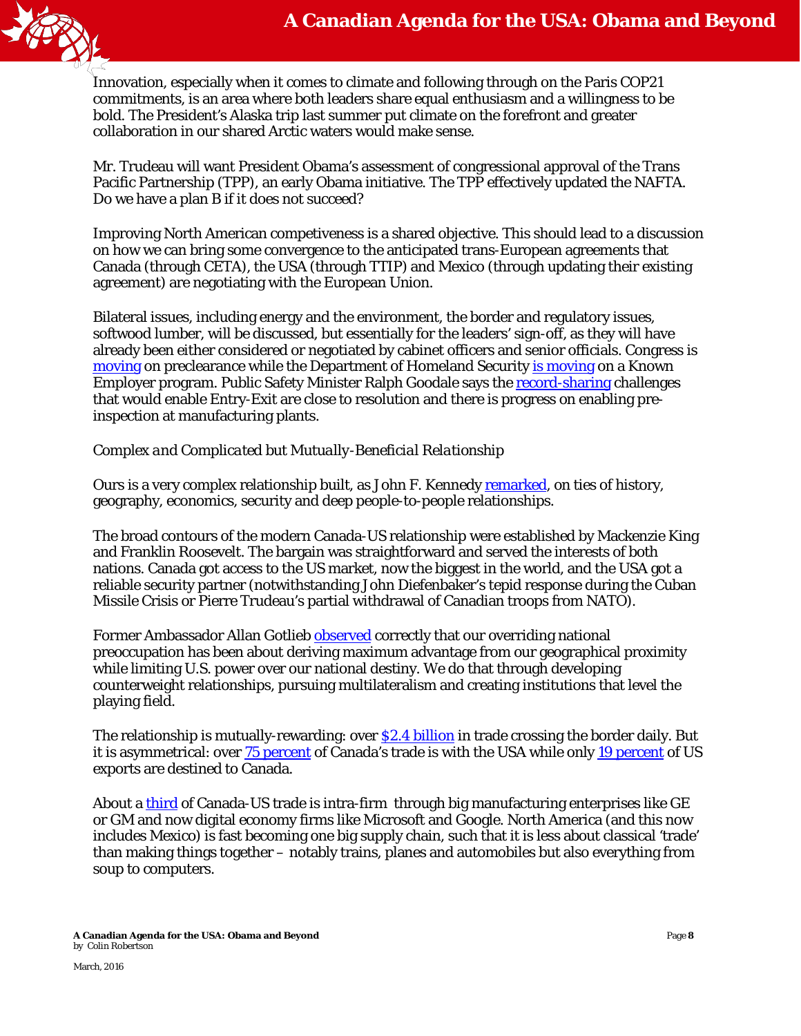Innovation, especially when it comes to climate and following through on the Paris COP21 commitments, is an area where both leaders share equal enthusiasm and a willingness to be bold. The President's Alaska trip last summer put climate on the forefront and greater collaboration in our shared Arctic waters would make sense.

Mr. Trudeau will want President Obama's assessment of congressional approval of the Trans Pacific Partnership (TPP), an early Obama initiative. The TPP effectively updated the NAFTA. Do we have a plan B if it does not succeed?

Improving North American competitiveness is a shared objective. This should lead to a discussion on how we can bring some convergence to the anticipated trans-European agreements that Canada (through CETA), the USA (through TTIP) and Mexico (through updating their existing agreement) are negotiating with the European Union.

Bilateral issues, including energy and the environment, the border and regulatory issues, softwood lumber, will be discussed, but essentially for the leaders' sign-off, as they will have already been either considered or negotiated by cabinet officers and senior officials. Congress is moving on preclearance while the Department of Homeland Security is moving on a Known Employer program. Public Safety Minister Ralph Goodale says the record-sharing challenges that would enable Entry-Exit are close to resolution and there is progress on enabling pre-inspection at manufacturing plants.

*Complex and Complicated but Mutually-Beneficial Relationship*

Ours is a very complex relationship built, as John F. Kennedy remarked, on ties of history, geography, economics, security and deep people-to-people relationships.

The broad contours of the modern Canada-US relationship were established by Mackenzie King and Franklin Roosevelt. The bargain was straightforward and served the interests of both nations. Canada got access to the US market, now the biggest in the world, and the USA got a reliable security partner (notwithstanding John Diefenbaker's tepid response during the Cuban Missile Crisis or Pierre Trudeau's partial withdrawal of Canadian troops from NATO).

Former Ambassador Allan Gotlieb observed correctly that our overriding national preoccupation has been about deriving maximum advantage from our geographical proximity while limiting U.S. power over our national destiny. We do that through developing counterweight relationships, pursuing multilateralism and creating institutions that level the playing field.

The relationship is mutually-rewarding: over $2.4 billion in trade crossing the border daily. But it is asymmetrical: over 75 percent of Canada's trade is with the USA while only 19 percent of US exports are destined to Canada.

About a third of Canada-US trade is intra-firm through big manufacturing enterprises like GE or GM and now digital economy firms like Microsoft and Google. North America (and this now includes Mexico) is fast becoming one big supply chain, such that it is less about classical 'trade' than making things together – notably trains, planes and automobiles but also everything from soup to computers.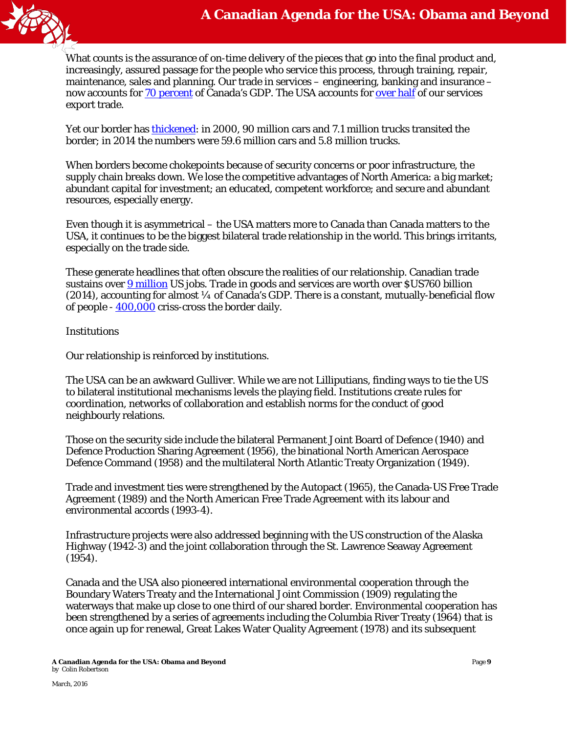What counts is the assurance of on-time delivery of the pieces that go into the final product and, increasingly, assured passage for the people who service this process, through training, repair, maintenance, sales and planning. Our trade in services – engineering, banking and insurance – now accounts for 70 percent of Canada's GDP. The USA accounts for over half of our services export trade.

Yet our border has thickened: in 2000, 90 million cars and 7.1 million trucks transited the border; in 2014 the numbers were 59.6 million cars and 5.8 million trucks.

When borders become chokepoints because of security concerns or poor infrastructure, the supply chain breaks down. We lose the competitive advantages of North America: a big market; abundant capital for investment; an educated, competent workforce; and secure and abundant resources, especially energy.

Even though it is asymmetrical – the USA matters more to Canada than Canada matters to the USA, it continues to be the biggest bilateral trade relationship in the world. This brings irritants, especially on the trade side.

These generate headlines that often obscure the realities of our relationship. Canadian trade sustains over 9 million US jobs. Trade in goods and services are worth over $US760 billion (2014), accounting for almost ¼ of Canada's GDP. There is a constant, mutually-beneficial flow of people - 400,000 criss-cross the border daily.

Institutions

Our relationship is reinforced by institutions.

The USA can be an awkward Gulliver. While we are not Lilliputians, finding ways to tie the US to bilateral institutional mechanisms levels the playing field. Institutions create rules for coordination, networks of collaboration and establish norms for the conduct of good neighbourly relations.

Those on the security side include the bilateral Permanent Joint Board of Defence (1940) and Defence Production Sharing Agreement (1956), the binational North American Aerospace Defence Command (1958) and the multilateral North Atlantic Treaty Organization (1949).

Trade and investment ties were strengthened by the Autopact (1965), the Canada-US Free Trade Agreement (1989) and the North American Free Trade Agreement with its labour and environmental accords (1993-4).

Infrastructure projects were also addressed beginning with the US construction of the Alaska Highway (1942-3) and the joint collaboration through the St. Lawrence Seaway Agreement (1954).

Canada and the USA also pioneered international environmental cooperation through the Boundary Waters Treaty and the International Joint Commission (1909) regulating the waterways that make up close to one third of our shared border. Environmental cooperation has been strengthened by a series of agreements including the Columbia River Treaty (1964) that is once again up for renewal, Great Lakes Water Quality Agreement (1978) and its subsequent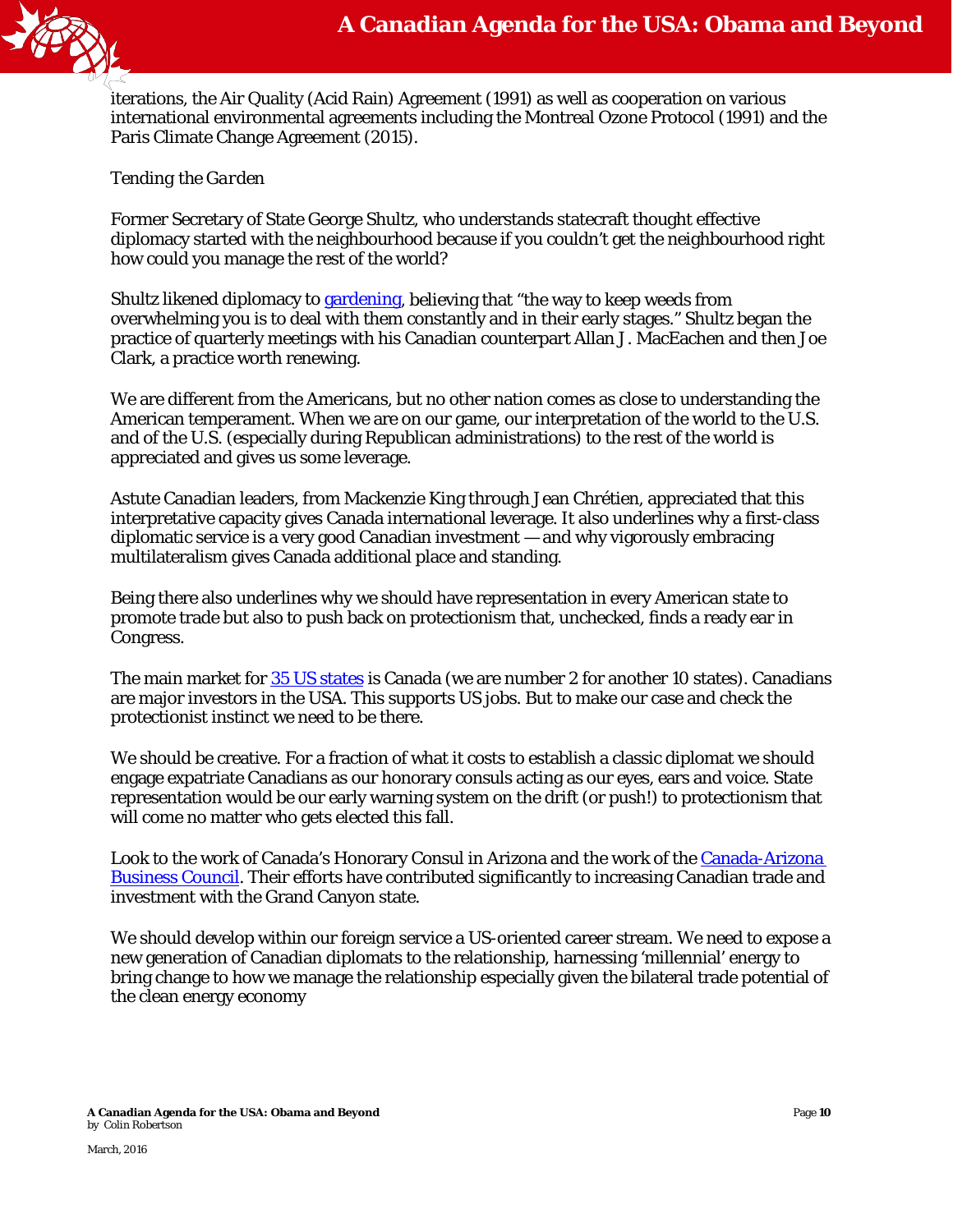iterations, the Air Quality (Acid Rain) Agreement (1991) as well as cooperation on various international environmental agreements including the Montreal Ozone Protocol (1991) and the Paris Climate Change Agreement (2015).

*Tending the Garden*

Former Secretary of State George Shultz, who understands statecraft thought effective diplomacy started with the neighbourhood because if you couldn't get the neighbourhood right how could you manage the rest of the world?

Shultz likened diplomacy to gardening, believing that "the way to keep weeds from overwhelming you is to deal with them constantly and in their early stages." Shultz began the practice of quarterly meetings with his Canadian counterpart Allan J. MacEachen and then Joe Clark, a practice worth renewing.

We are different from the Americans, but no other nation comes as close to understanding the American temperament. When we are on our game, our interpretation of the world to the U.S. and of the U.S. (especially during Republican administrations) to the rest of the world is appreciated and gives us some leverage.

Astute Canadian leaders, from Mackenzie King through Jean Chrétien, appreciated that this interpretative capacity gives Canada international leverage. It also underlines why a first-class diplomatic service is a very good Canadian investment — and why vigorously embracing multilateralism gives Canada additional place and standing.

Being there also underlines why we should have representation in every American state to promote trade but also to push back on protectionism that, unchecked, finds a ready ear in Congress.

The main market for 35 US states is Canada (we are number 2 for another 10 states). Canadians are major investors in the USA. This supports US jobs. But to make our case and check the protectionist instinct we need to be there.

We should be creative. For a fraction of what it costs to establish a classic diplomat we should engage expatriate Canadians as our honorary consuls acting as our eyes, ears and voice. State representation would be our early warning system on the drift (or push!) to protectionism that will come no matter who gets elected this fall.

Look to the work of Canada's Honorary Consul in Arizona and the work of the Canada-Arizona Business Council. Their efforts have contributed significantly to increasing Canadian trade and investment with the Grand Canyon state.

We should develop within our foreign service a US-oriented career stream. We need to expose a new generation of Canadian diplomats to the relationship, harnessing 'millennial' energy to bring change to how we manage the relationship especially given the bilateral trade potential of the clean energy economy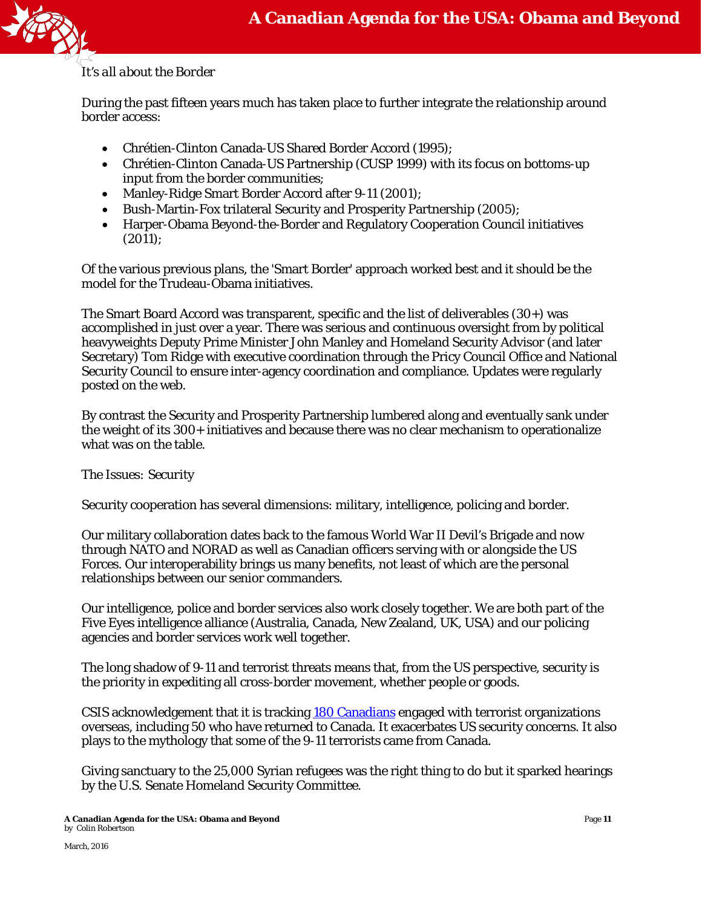*It's all about the Border*

During the past fifteen years much has taken place to further integrate the relationship around border access:

- Chrétien-Clinton Canada-US Shared Border Accord (1995);
- Chrétien-Clinton Canada-US Partnership (CUSP 1999) with its focus on bottoms-up input from the border communities;
- Manley-Ridge Smart Border Accord after 9-11 (2001);
- Bush-Martin-Fox trilateral Security and Prosperity Partnership (2005);
- Harper-Obama Beyond-the-Border and Regulatory Cooperation Council initiatives (2011);

Of the various previous plans, the 'Smart Border' approach worked best and it should be the model for the Trudeau-Obama initiatives.

The Smart Board Accord was transparent, specific and the list of deliverables (30+) was accomplished in just over a year. There was serious and continuous oversight from by political heavyweights Deputy Prime Minister John Manley and Homeland Security Advisor (and later Secretary) Tom Ridge with executive coordination through the Pricy Council Office and National Security Council to ensure inter-agency coordination and compliance. Updates were regularly posted on the web.

By contrast the Security and Prosperity Partnership lumbered along and eventually sank under the weight of its 300+ initiatives and because there was no clear mechanism to operationalize what was on the table.

The Issues: Security

Security cooperation has several dimensions: military, intelligence, policing and border.

Our military collaboration dates back to the famous World War II Devil's Brigade and now through NATO and NORAD as well as Canadian officers serving with or alongside the US Forces. Our interoperability brings us many benefits, not least of which are the personal relationships between our senior commanders.

Our intelligence, police and border services also work closely together. We are both part of the Five Eyes intelligence alliance (Australia, Canada, New Zealand, UK, USA) and our policing agencies and border services work well together.

The long shadow of 9-11 and terrorist threats means that, from the US perspective, security is the priority in expediting all cross-border movement, whether people or goods.

CSIS acknowledgement that it is tracking [180 Canadians] engaged with terrorist organizations overseas, including 50 who have returned to Canada. It exacerbates US security concerns. It also plays to the mythology that some of the 9-11 terrorists came from Canada.

Giving sanctuary to the 25,000 Syrian refugees was the right thing to do but it sparked hearings by the U.S. Senate Homeland Security Committee.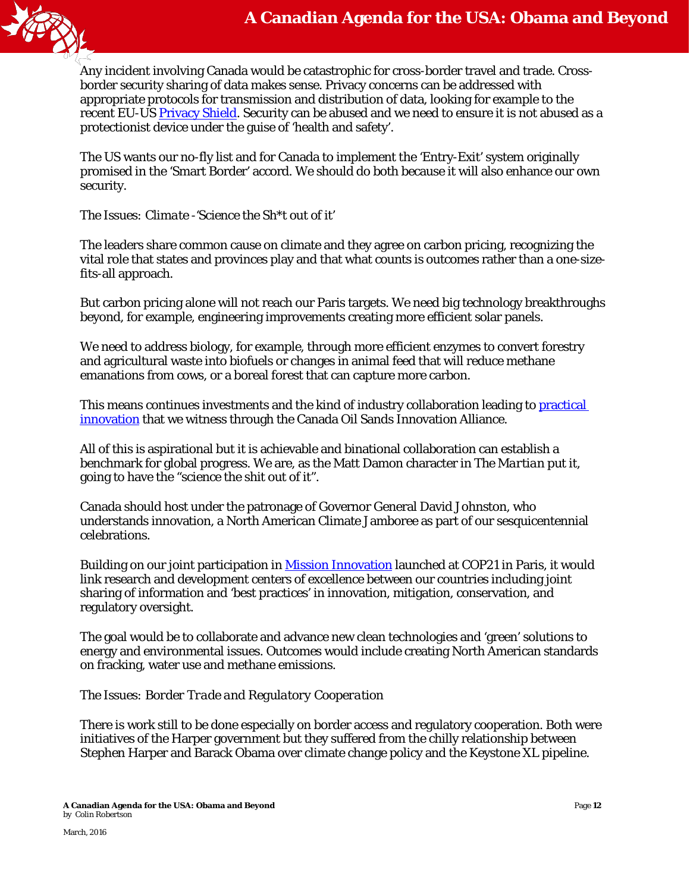Any incident involving Canada would be catastrophic for cross-border travel and trade. Cross-border security sharing of data makes sense. Privacy concerns can be addressed with appropriate protocols for transmission and distribution of data, looking for example to the recent EU-US Privacy Shield. Security can be abused and we need to ensure it is not abused as a protectionist device under the guise of 'health and safety'.

The US wants our no-fly list and for Canada to implement the 'Entry-Exit' system originally promised in the 'Smart Border' accord. We should do both because it will also enhance our own security.

### The Issues: *Climate -'Science the Sh*t out of it'*

The leaders share common cause on climate and they agree on carbon pricing, recognizing the vital role that states and provinces play and that what counts is outcomes rather than a one-size-fits-all approach.

But carbon pricing alone will not reach our Paris targets. We need big technology breakthroughs beyond, for example, engineering improvements creating more efficient solar panels.

We need to address biology, for example, through more efficient enzymes to convert forestry and agricultural waste into biofuels or changes in animal feed that will reduce methane emanations from cows, or a boreal forest that can capture more carbon.

This means continues investments and the kind of industry collaboration leading to practical innovation that we witness through the Canada Oil Sands Innovation Alliance.

All of this is aspirational but it is achievable and binational collaboration can establish a benchmark for global progress. We are, as the Matt Damon character in *The Martian* put it, going to have the "science the shit out of it".

Canada should host under the patronage of Governor General David Johnston, who understands innovation, a North American Climate Jamboree as part of our sesquicentennial celebrations.

Building on our joint participation in Mission Innovation launched at COP21 in Paris, it would link research and development centers of excellence between our countries including joint sharing of information and 'best practices' in innovation, mitigation, conservation, and regulatory oversight.

The goal would be to collaborate and advance new clean technologies and 'green' solutions to energy and environmental issues. Outcomes would include creating North American standards on fracking, water use and methane emissions.

### The Issues: *Border Trade and Regulatory Cooperation*

There is work still to be done especially on border access and regulatory cooperation. Both were initiatives of the Harper government but they suffered from the chilly relationship between Stephen Harper and Barack Obama over climate change policy and the Keystone XL pipeline.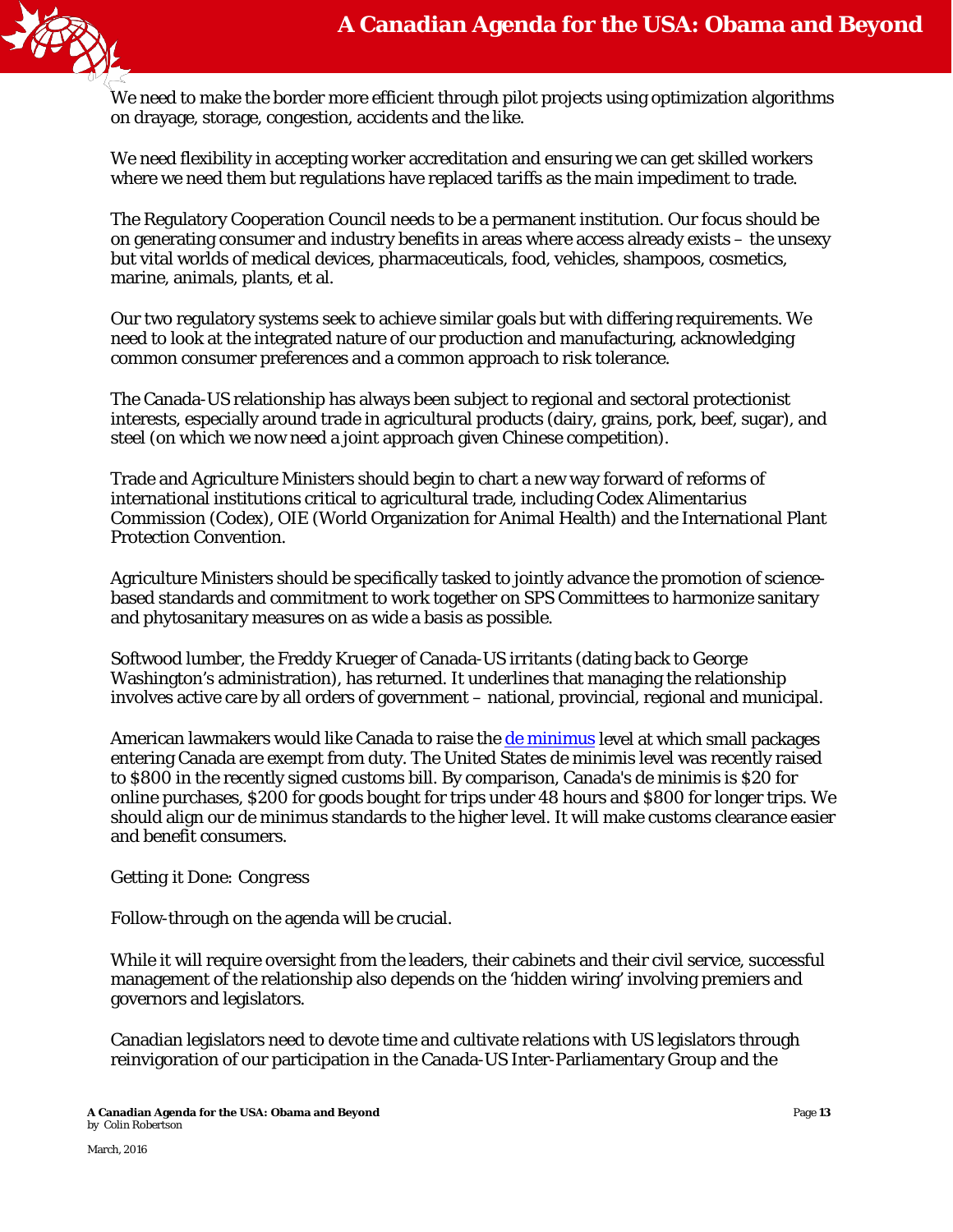We need to make the border more efficient through pilot projects using optimization algorithms on drayage, storage, congestion, accidents and the like.

We need flexibility in accepting worker accreditation and ensuring we can get skilled workers where we need them but regulations have replaced tariffs as the main impediment to trade.

The Regulatory Cooperation Council needs to be a permanent institution. Our focus should be on generating consumer and industry benefits in areas where access already exists – the unsexy but vital worlds of medical devices, pharmaceuticals, food, vehicles, shampoos, cosmetics, marine, animals, plants, et al.

Our two regulatory systems seek to achieve similar goals but with differing requirements. We need to look at the integrated nature of our production and manufacturing, acknowledging common consumer preferences and a common approach to risk tolerance.

The Canada-US relationship has always been subject to regional and sectoral protectionist interests, especially around trade in agricultural products (dairy, grains, pork, beef, sugar), and steel (on which we now need a joint approach given Chinese competition).

Trade and Agriculture Ministers should begin to chart a new way forward of reforms of international institutions critical to agricultural trade, including Codex Alimentarius Commission (Codex), OIE (World Organization for Animal Health) and the International Plant Protection Convention.

Agriculture Ministers should be specifically tasked to jointly advance the promotion of science-based standards and commitment to work together on SPS Committees to harmonize sanitary and phytosanitary measures on as wide a basis as possible.

Softwood lumber, the Freddy Krueger of Canada-US irritants (dating back to George Washington's administration), has returned. It underlines that managing the relationship involves active care by all orders of government – national, provincial, regional and municipal.

American lawmakers would like Canada to raise the de minimus level at which small packages entering Canada are exempt from duty. The United States de minimis level was recently raised to $800 in the recently signed customs bill. By comparison, Canada's de minimis is $20 for online purchases, $200 for goods bought for trips under 48 hours and $800 for longer trips. We should align our de minimus standards to the higher level. It will make customs clearance easier and benefit consumers.

*Getting it Done: Congress*

Follow-through on the agenda will be crucial.

While it will require oversight from the leaders, their cabinets and their civil service, successful management of the relationship also depends on the 'hidden wiring' involving premiers and governors and legislators.

Canadian legislators need to devote time and cultivate relations with US legislators through reinvigoration of our participation in the Canada-US Inter-Parliamentary Group and the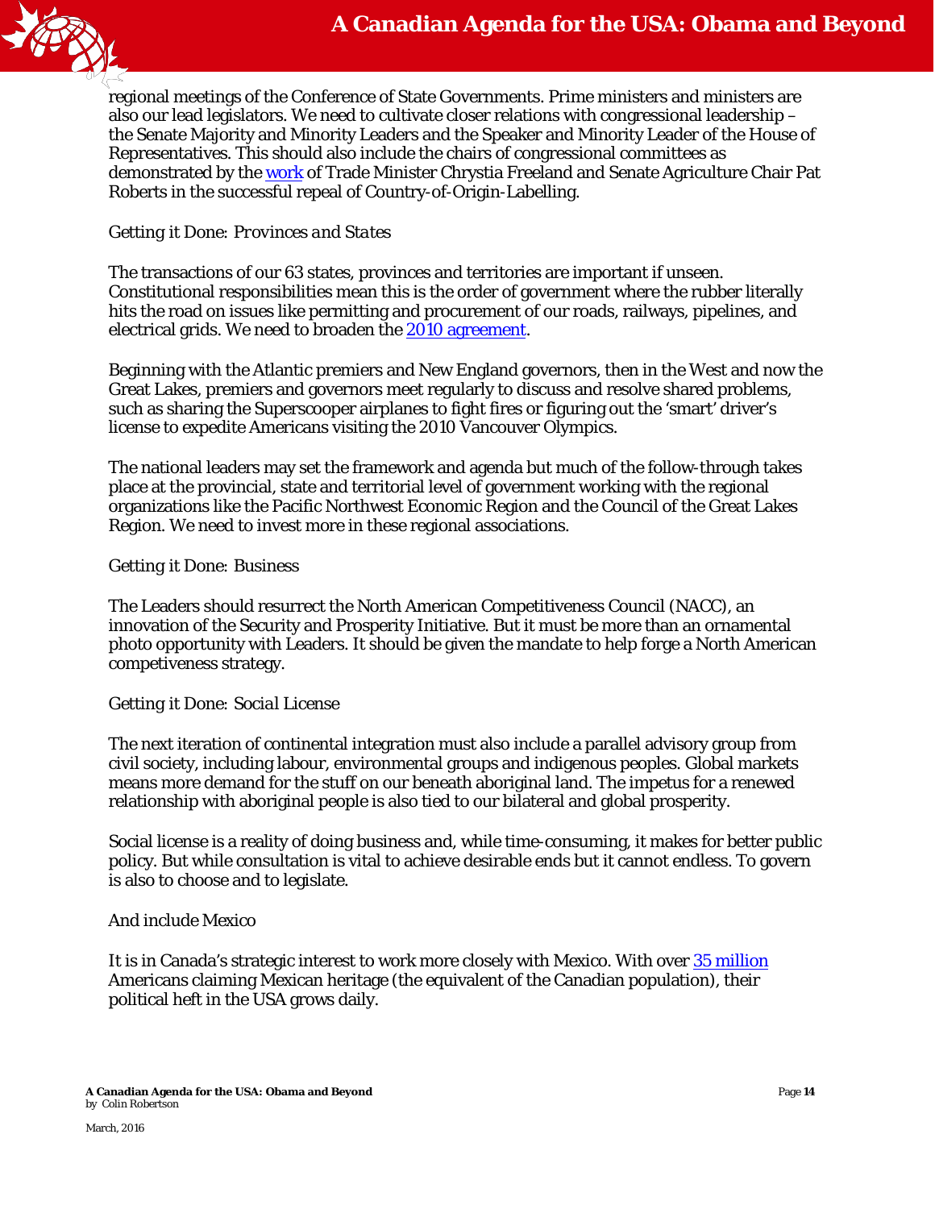regional meetings of the Conference of State Governments. Prime ministers and ministers are also our lead legislators. We need to cultivate closer relations with congressional leadership – the Senate Majority and Minority Leaders and the Speaker and Minority Leader of the House of Representatives. This should also include the chairs of congressional committees as demonstrated by the work of Trade Minister Chrystia Freeland and Senate Agriculture Chair Pat Roberts in the successful repeal of Country-of-Origin-Labelling.

Getting it Done: *Provinces and States*

The transactions of our 63 states, provinces and territories are important if unseen. Constitutional responsibilities mean this is the order of government where the rubber literally hits the road on issues like permitting and procurement of our roads, railways, pipelines, and electrical grids. We need to broaden the 2010 agreement.

Beginning with the Atlantic premiers and New England governors, then in the West and now the Great Lakes, premiers and governors meet regularly to discuss and resolve shared problems, such as sharing the Superscooper airplanes to fight fires or figuring out the 'smart' driver's license to expedite Americans visiting the 2010 Vancouver Olympics.

The national leaders may set the framework and agenda but much of the follow-through takes place at the provincial, state and territorial level of government working with the regional organizations like the Pacific Northwest Economic Region and the Council of the Great Lakes Region. We need to invest more in these regional associations.

Getting it Done: Business

The Leaders should resurrect the North American Competitiveness Council (NACC), an innovation of the Security and Prosperity Initiative. But it must be more than an ornamental photo opportunity with Leaders. It should be given the mandate to help forge a North American competiveness strategy.

Getting it Done: Social License

The next iteration of continental integration must also include a parallel advisory group from civil society, including labour, environmental groups and indigenous peoples. Global markets means more demand for the stuff on our beneath aboriginal land. The impetus for a renewed relationship with aboriginal people is also tied to our bilateral and global prosperity.

Social license is a reality of doing business and, while time-consuming, it makes for better public policy. But while consultation is vital to achieve desirable ends but it cannot endless. To govern is also to choose and to legislate.

And include Mexico

It is in Canada's strategic interest to work more closely with Mexico. With over 35 million Americans claiming Mexican heritage (the equivalent of the Canadian population), their political heft in the USA grows daily.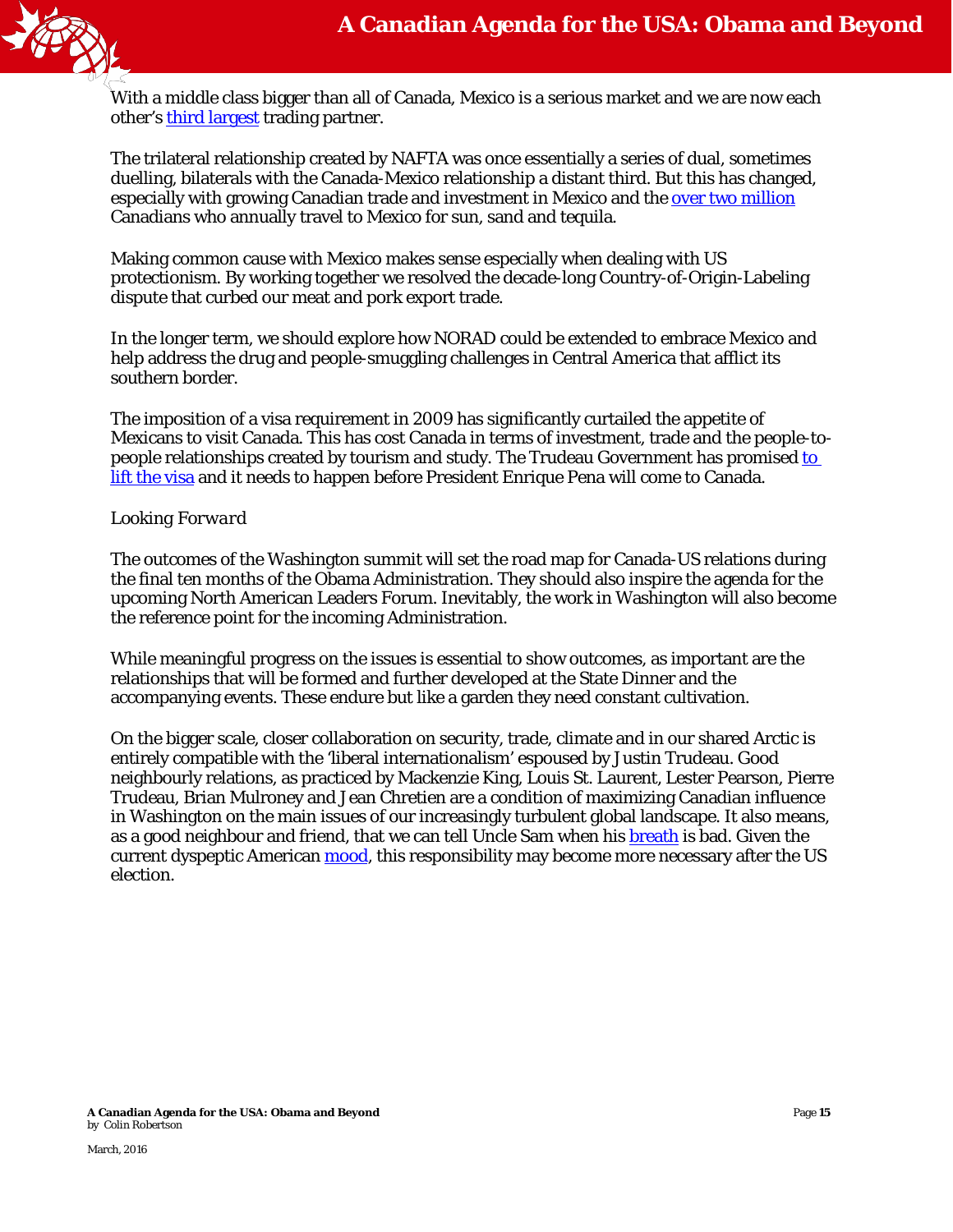With a middle class bigger than all of Canada, Mexico is a serious market and we are now each other's third largest trading partner.

The trilateral relationship created by NAFTA was once essentially a series of dual, sometimes duelling, bilaterals with the Canada-Mexico relationship a distant third. But this has changed, especially with growing Canadian trade and investment in Mexico and the over two million Canadians who annually travel to Mexico for sun, sand and tequila.

Making common cause with Mexico makes sense especially when dealing with US protectionism. By working together we resolved the decade-long Country-of-Origin-Labeling dispute that curbed our meat and pork export trade.

In the longer term, we should explore how NORAD could be extended to embrace Mexico and help address the drug and people-smuggling challenges in Central America that afflict its southern border.

The imposition of a visa requirement in 2009 has significantly curtailed the appetite of Mexicans to visit Canada. This has cost Canada in terms of investment, trade and the people-to-people relationships created by tourism and study. The Trudeau Government has promised to lift the visa and it needs to happen before President Enrique Pena will come to Canada.

*Looking Forward*

The outcomes of the Washington summit will set the road map for Canada-US relations during the final ten months of the Obama Administration. They should also inspire the agenda for the upcoming North American Leaders Forum. Inevitably, the work in Washington will also become the reference point for the incoming Administration.

While meaningful progress on the issues is essential to show outcomes, as important are the relationships that will be formed and further developed at the State Dinner and the accompanying events. These endure but like a garden they need constant cultivation.

On the bigger scale, closer collaboration on security, trade, climate and in our shared Arctic is entirely compatible with the 'liberal internationalism' espoused by Justin Trudeau. Good neighbourly relations, as practiced by Mackenzie King, Louis St. Laurent, Lester Pearson, Pierre Trudeau, Brian Mulroney and Jean Chretien are a condition of maximizing Canadian influence in Washington on the main issues of our increasingly turbulent global landscape. It also means, as a good neighbour and friend, that we can tell Uncle Sam when his breath is bad. Given the current dyspeptic American mood, this responsibility may become more necessary after the US election.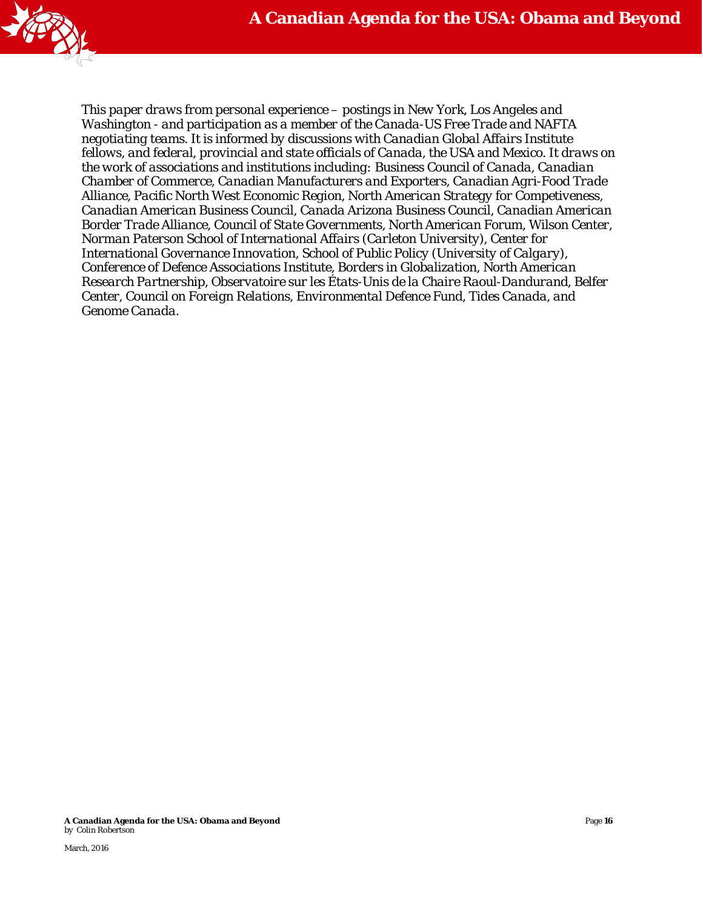*This paper draws from personal experience – postings in New York, Los Angeles and Washington - and participation as a member of the Canada-US Free Trade and NAFTA negotiating teams. It is informed by discussions with Canadian Global Affairs Institute fellows, and federal, provincial and state officials of Canada, the USA and Mexico. It draws on the work of associations and institutions including: Business Council of Canada, Canadian Chamber of Commerce, Canadian Manufacturers and Exporters, Canadian Agri-Food Trade Alliance, Pacific North West Economic Region, North American Strategy for Competiveness, Canadian American Business Council, Canada Arizona Business Council, Canadian American Border Trade Alliance, Council of State Governments, North American Forum, Wilson Center, Norman Paterson School of International Affairs (Carleton University), Center for International Governance Innovation, School of Public Policy (University of Calgary), Conference of Defence Associations Institute, Borders in Globalization, North American Research Partnership, Observatoire sur les États-Unis de la Chaire Raoul-Dandurand, Belfer Center, Council on Foreign Relations, Environmental Defence Fund, Tides Canada, and Genome Canada.*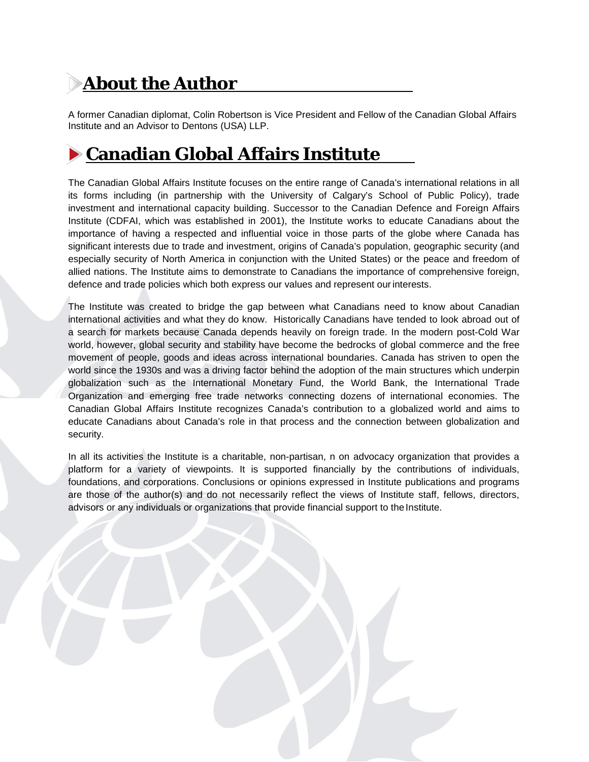## About the Author

A former Canadian diplomat, Colin Robertson is Vice President and Fellow of the Canadian Global Affairs Institute and an Advisor to Dentons (USA) LLP.

## Canadian Global Affairs Institute

The Canadian Global Affairs Institute focuses on the entire range of Canada's international relations in all its forms including (in partnership with the University of Calgary's School of Public Policy), trade investment and international capacity building. Successor to the Canadian Defence and Foreign Affairs Institute (CDFAI, which was established in 2001), the Institute works to educate Canadians about the importance of having a respected and influential voice in those parts of the globe where Canada has significant interests due to trade and investment, origins of Canada's population, geographic security (and especially security of North America in conjunction with the United States) or the peace and freedom of allied nations. The Institute aims to demonstrate to Canadians the importance of comprehensive foreign, defence and trade policies which both express our values and represent our interests.

The Institute was created to bridge the gap between what Canadians need to know about Canadian international activities and what they do know. Historically Canadians have tended to look abroad out of a search for markets because Canada depends heavily on foreign trade. In the modern post-Cold War world, however, global security and stability have become the bedrocks of global commerce and the free movement of people, goods and ideas across international boundaries. Canada has striven to open the world since the 1930s and was a driving factor behind the adoption of the main structures which underpin globalization such as the International Monetary Fund, the World Bank, the International Trade Organization and emerging free trade networks connecting dozens of international economies. The Canadian Global Affairs Institute recognizes Canada's contribution to a globalized world and aims to educate Canadians about Canada's role in that process and the connection between globalization and security.

In all its activities the Institute is a charitable, non-partisan, n on advocacy organization that provides a platform for a variety of viewpoints. It is supported financially by the contributions of individuals, foundations, and corporations. Conclusions or opinions expressed in Institute publications and programs are those of the author(s) and do not necessarily reflect the views of Institute staff, fellows, directors, advisors or any individuals or organizations that provide financial support to the Institute.